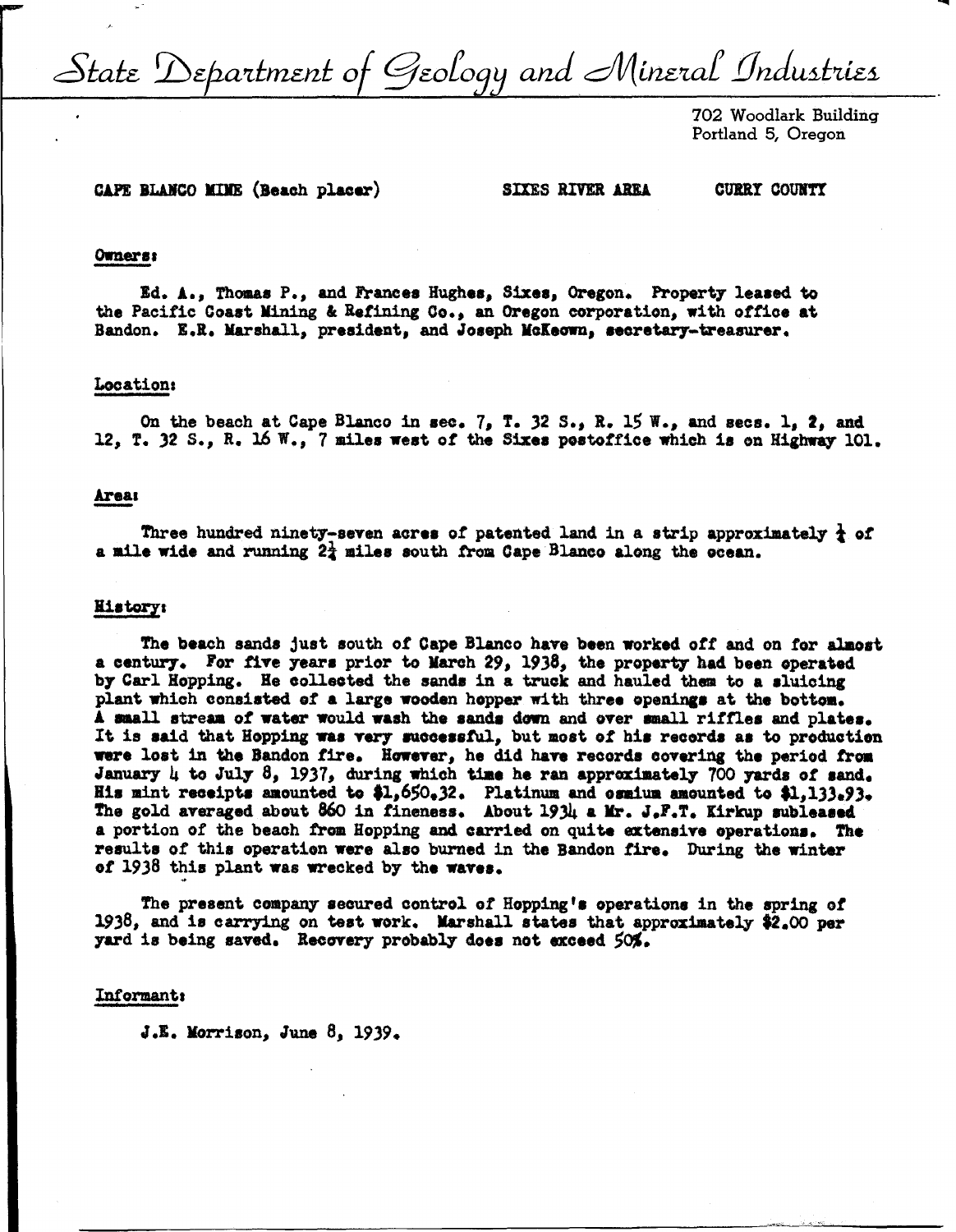# State Department of Geology and Mineral Industries

702 Woodlark Building
Portland 5, Oregon

CAPE BLANCO MINE (Beach placer) SIXES RIVER AREA CURRY COUNTY

**Owners:**

Ed. A., Thomas P., and Frances Hughes, Sixes, Oregon. Property leased to the Pacific Coast Mining & Refining Co., an Oregon corporation, with office at Bandon. E.R. Marshall, president, and Joseph McKeown, secretary-treasurer.

**Location:**

On the beach at Cape Blanco in sec. 7, T. 32 S., R. 15 W., and secs. 1, 2, and 12, T. 32 S., R. 16 W., 7 miles west of the Sixes postoffice which is on Highway 101.

**Area:**

Three hundred ninety-seven acres of patented land in a strip approximately ¼ of a mile wide and running 2¼ miles south from Cape Blanco along the ocean.

**History:**

The beach sands just south of Cape Blanco have been worked off and on for almost a century. For five years prior to March 29, 1938, the property had been operated by Carl Hopping. He collected the sands in a truck and hauled them to a sluicing plant which consisted of a large wooden hopper with three openings at the bottom. A small stream of water would wash the sands down and over small riffles and plates. It is said that Hopping was very successful, but most of his records as to production were lost in the Bandon fire. However, he did have records covering the period from January 4 to July 8, 1937, during which time he ran approximately 700 yards of sand. His mint receipts amounted to $1,650.32. Platinum and osmium amounted to $1,133.93. The gold averaged about 860 in fineness. About 1934 a Mr. J.F.T. Kirkup subleased a portion of the beach from Hopping and carried on quite extensive operations. The results of this operation were also burned in the Bandon fire. During the winter of 1938 this plant was wrecked by the waves.

The present company secured control of Hopping's operations in the spring of 1938, and is carrying on test work. Marshall states that approximately $2.00 per yard is being saved. Recovery probably does not exceed 50%.

**Informant:**

J.E. Morrison, June 8, 1939.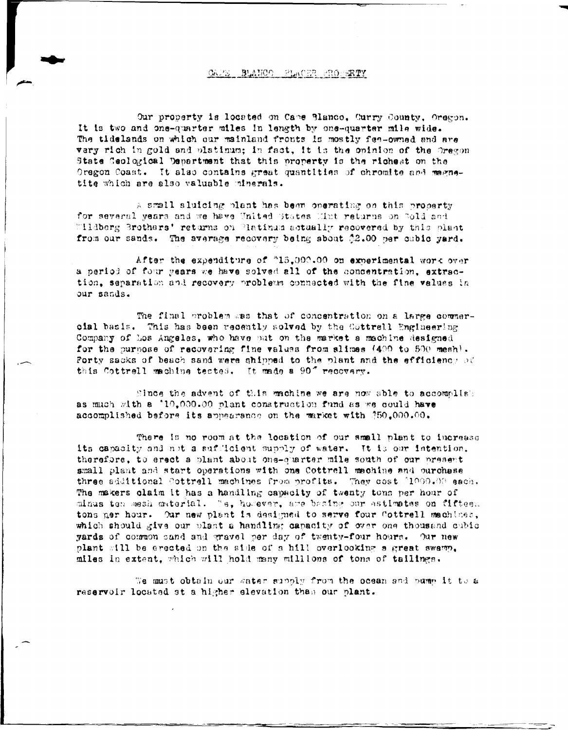# CAPE BLANCO PLACER PROPERTY

Our property is located on Cape Blanco, Curry County, Oregon. It is two and one-quarter miles in length by one-quarter mile wide. The tidelands on which our mainland fronts is mostly fee-owned and are very rich in gold and platinum; in fact, it is the opinion of the Oregon State Geological Department that this property is the richest on the Oregon Coast. It also contains great quantities of chromite and magnetite which are also valuable minerals.

A small sluicing plant has been operating on this property for several years and we have United States Mint returns on Gold and Wildberg Brothers' returns on Platinum actually recovered by this plant from our sands. The average recovery being about $2.00 per cubic yard.

After the expenditure of $15,000.00 on experimental work over a period of four years we have solved all of the concentration, extraction, separation and recovery problems connected with the fine values in our sands.

The final problem was that of concentration on a large commercial basis. This has been recently solved by the Cottrell Engineering Company of Los Angeles, who have put on the market a machine designed for the purpose of recovering fine values from slimes (400 to 500 mesh). Forty sacks of beach sand were shipped to the plant and the efficiency of this Cottrell machine tested. It made a 90% recovery.

Since the advent of this machine we are now able to accomplish as much with a $10,000.00 plant construction fund as we could have accomplished before its appearance on the market with $50,000.00.

There is no room at the location of our small plant to increase its capacity and not a sufficient supply of water. It is our intention, therefore, to erect a plant about one-quarter mile south of our present small plant and start operations with one Cottrell machine and purchase three additional Cottrell machines from profits. They cost $1000.00 each. The makers claim it has a handling capacity of twenty tons per hour of minus ten mesh material. We, however, are basing our estimates on fifteen tons per hour. Our new plant is designed to serve four Cottrell machines, which should give our plant a handling capacity of over one thousand cubic yards of common sand and gravel per day of twenty-four hours. Our new plant will be erected on the side of a hill overlooking a great swamp, miles in extent, which will hold many millions of tons of tailings.

We must obtain our water supply from the ocean and pump it to a reservoir located at a higher elevation than our plant.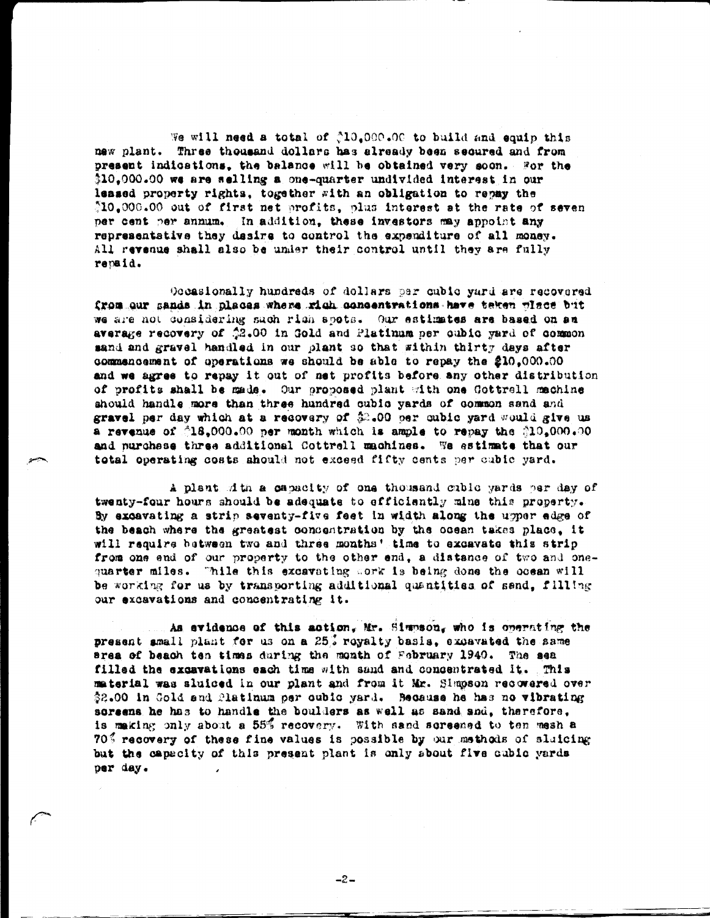We will need a total of $10,000.00 to build and equip this new plant. Three thousand dollars has already been secured and from present indications, the balance will be obtained very soon. For the $10,000.00 we are selling a one-quarter undivided interest in our leased property rights, together with an obligation to repay the $10,000.00 out of first net profits, plus interest at the rate of seven per cent per annum. In addition, these investors may appoint any representative they desire to control the expenditure of all money. All revenue shall also be under their control until they are fully repaid.

Occasionally hundreds of dollars per cubic yard are recovered from our sands in places where rich concentrations have taken place but we are not considering such rich spots. Our estimates are based on an average recovery of $2.00 in Gold and Platinum per cubic yard of common sand and gravel handled in our plant so that within thirty days after commencement of operations we should be able to repay the $10,000.00 and we agree to repay it out of net profits before any other distribution of profits shall be made. Our proposed plant with one Cottrell machine should handle more than three hundred cubic yards of common sand and gravel per day which at a recovery of $2.00 per cubic yard would give us a revenue of $18,000.00 per month which is ample to repay the $10,000.00 and purchase three additional Cottrell machines. We estimate that our total operating costs should not exceed fifty cents per cubic yard.

A plant with a capacity of one thousand cubic yards per day of twenty-four hours should be adequate to efficiently mine this property. By excavating a strip seventy-five feet in width along the upper edge of the beach where the greatest concentration by the ocean takes place, it will require between two and three months' time to excavate this strip from one end of our property to the other end, a distance of two and one-quarter miles. While this excavating work is being done the ocean will be working for us by transporting additional quantities of sand, filling our excavations and concentrating it.

As evidence of this action, Mr. Simpson, who is operating the present small plant for us on a 25% royalty basis, excavated the same area of beach ten times during the month of February 1940. The sea filled the excavations each time with sand and concentrated it. This material was sluiced in our plant and from it Mr. Simpson recovered over $2.00 in Gold and Platinum per cubic yard. Because he has no vibrating screens he has to handle the boulders as well as sand and, therefore, is making only about a 55% recovery. With sand screened to ten mesh a 70% recovery of these fine values is possible by our methods of sluicing but the capacity of this present plant is only about five cubic yards per day.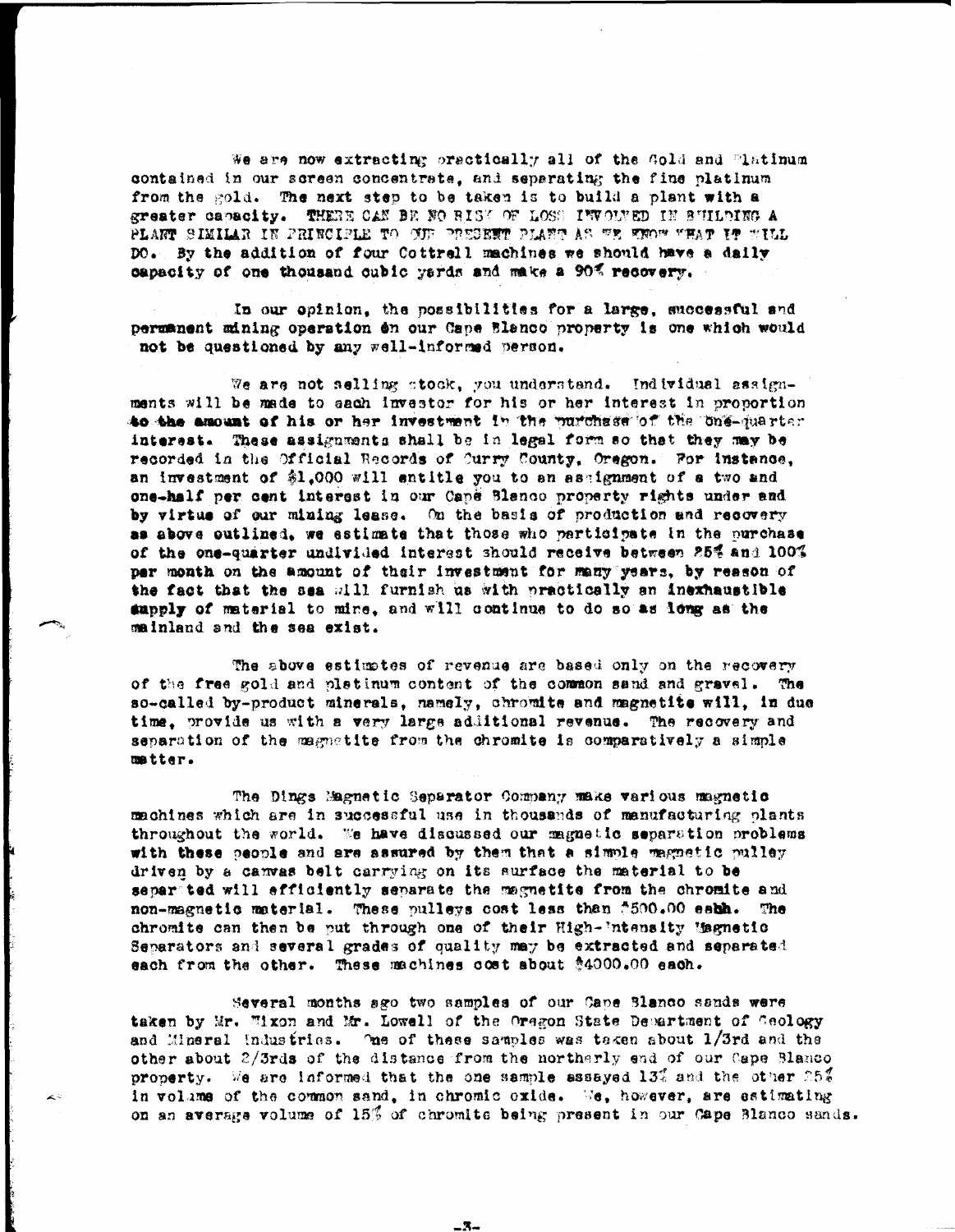We are now extracting practically all of the Gold and Platinum contained in our screen concentrate, and separating the fine platinum from the gold. The next step to be taken is to build a plant with a greater capacity. THERE CAN BE NO RISK OF LOSS INVOLVED IN BUILDING A PLANT SIMILAR IN PRINCIPLE TO OUR PRESENT PLANT AS WE KNOW WHAT IT WILL DO. By the addition of four Cottrell machines we should have a daily capacity of one thousand cubic yards and make a 90% recovery.

In our opinion, the possibilities for a large, successful and permanent mining operation on our Cape Blanco property is one which would not be questioned by any well-informed person.

We are not selling stock, you understand. Individual assignments will be made to each investor for his or her interest in proportion to the amount of his or her investment in the purchase of the one-quarter interest. These assignments shall be in legal form so that they may be recorded in the Official Records of Curry County, Oregon. For instance, an investment of $1,000 will entitle you to an assignment of a two and one-half per cent interest in our Cape Blanco property rights under and by virtue of our mining lease. On the basis of production and recovery as above outlined, we estimate that those who participate in the purchase of the one-quarter undivided interest should receive between 25% and 100% per month on the amount of their investment for many years, by reason of the fact that the sea will furnish us with practically an inexhaustible supply of material to mine, and will continue to do so as long as the mainland and the sea exist.

The above estimates of revenue are based only on the recovery of the free gold and platinum content of the common sand and gravel. The so-called by-product minerals, namely, chromite and magnetite will, in due time, provide us with a very large additional revenue. The recovery and separation of the magnetite from the chromite is comparatively a simple matter.

The Dings Magnetic Separator Company make various magnetic machines which are in successful use in thousands of manufacturing plants throughout the world. We have discussed our magnetic separation problems with these people and are assured by them that a simple magnetic pulley driven by a canvas belt carrying on its surface the material to be separated will efficiently separate the magnetite from the chromite and non-magnetic material. These pulleys cost less than $500.00 each. The chromite can then be put through one of their High-Intensity Magnetic Separators and several grades of quality may be extracted and separated each from the other. These machines cost about $4000.00 each.

Several months ago two samples of our Cape Blanco sands were taken by Mr. Nixon and Mr. Lowell of the Oregon State Department of Geology and Mineral Industries. One of these samples was taken about 1/3rd and the other about 2/3rds of the distance from the northerly end of our Cape Blanco property. We are informed that the one sample assayed 13% and the other 25% in volume of the common sand, in chromic oxide. We, however, are estimating on an average volume of 15% of chromite being present in our Cape Blanco sands.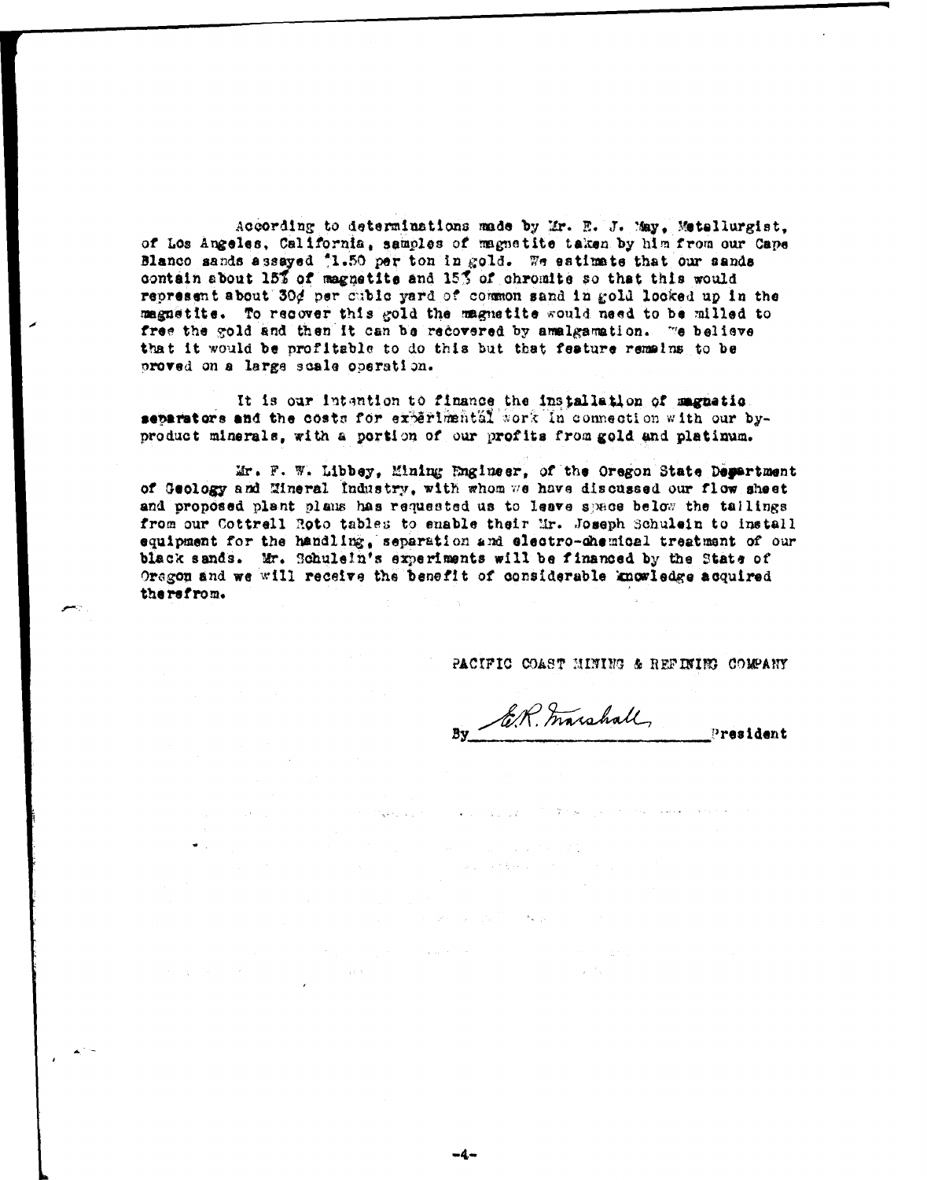According to determinations made by Mr. E. J. May, Metallurgist, of Los Angeles, California, samples of magnetite taken by him from our Cape Blanco sands assayed $1.50 per ton in gold. We estimate that our sands contain about 15% of magnetite and 15% of chromite so that this would represent about 30¢ per cubic yard of common sand in gold locked up in the magnetite. To recover this gold the magnetite would need to be milled to free the gold and then it can be recovered by amalgamation. We believe that it would be profitable to do this but that feature remains to be proved on a large scale operation.

It is our intention to finance the installation of magnetic separators and the costs for experimental work in connection with our by-product minerals, with a portion of our profits from gold and platinum.

Mr. F. W. Libbey, Mining Engineer, of the Oregon State Department of Geology and Mineral Industry, with whom we have discussed our flow sheet and proposed plant plans has requested us to leave space below the tailings from our Cottrell Roto tables to enable their Mr. Joseph Schulein to install equipment for the handling, separation and electro-chemical treatment of our black sands. Mr. Schulein's experiments will be financed by the State of Oregon and we will receive the benefit of considerable knowledge acquired therefrom.

PACIFIC COAST MINING & REFINING COMPANY

By *E.R. Marshall* President